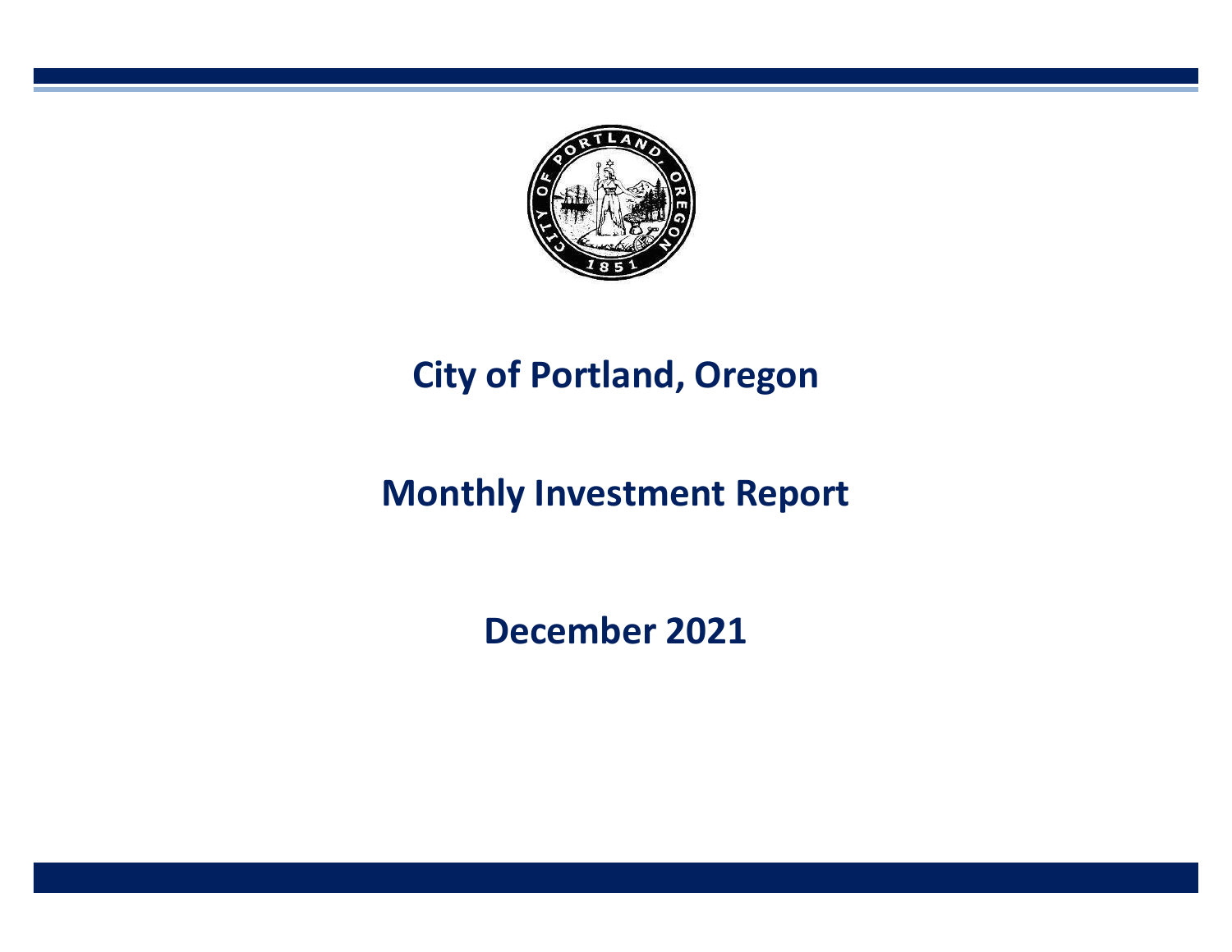# City of Portland, Oregon

## Monthly Investment Report

## December 2021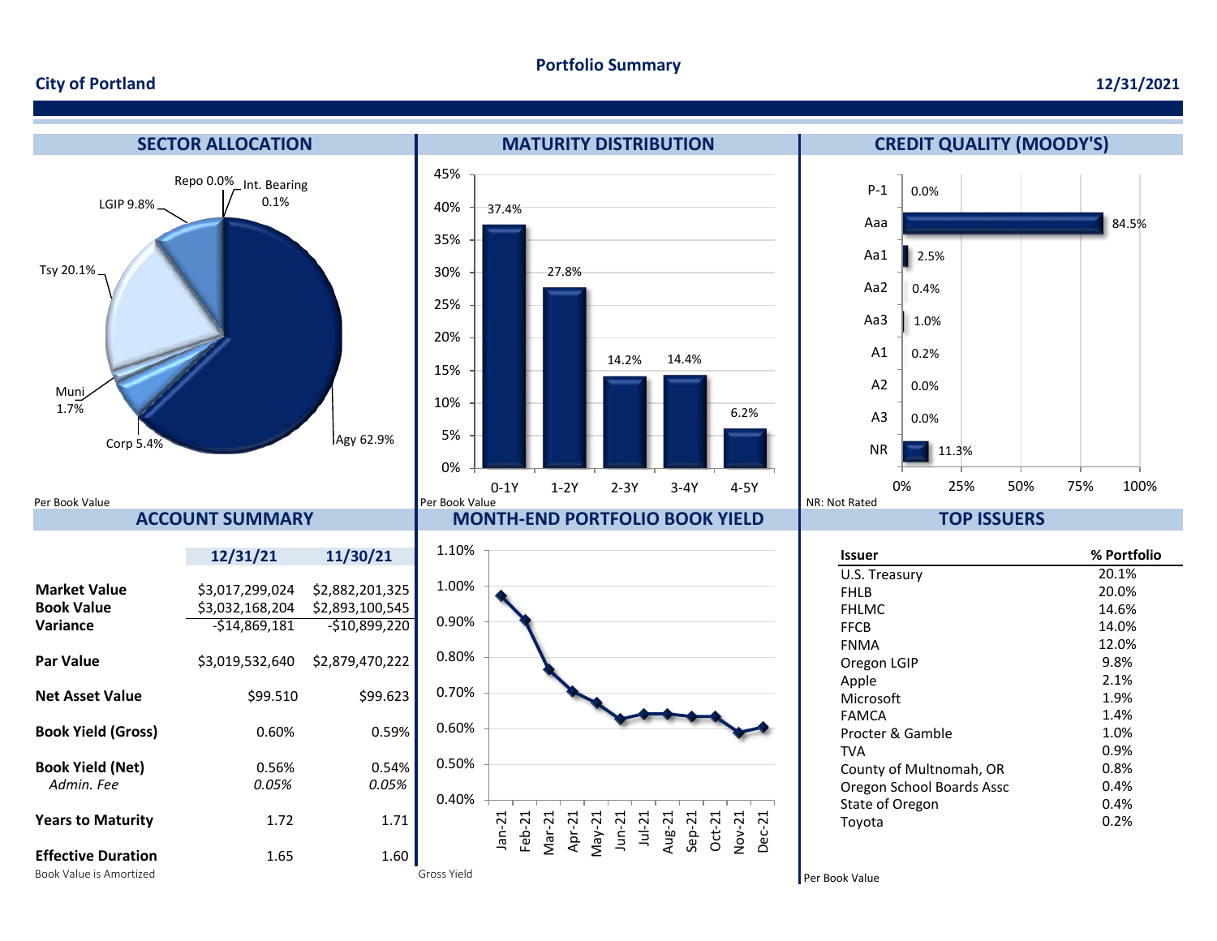# Portfolio Summary

**City of Portland** — **12/31/2021**

## SECTOR ALLOCATION

| Sector | % |
|---|---|
| Agy | 62.9% |
| Tsy | 20.1% |
| LGIP | 9.8% |
| Corp | 5.4% |
| Muni | 1.7% |
| Int. Bearing | 0.1% |
| Repo | 0.0% |

Per Book Value

## MATURITY DISTRIBUTION

| Maturity | % |
|---|---|
| 0-1Y | 37.4% |
| 1-2Y | 27.8% |
| 2-3Y | 14.2% |
| 3-4Y | 14.4% |
| 4-5Y | 6.2% |

Per Book Value

## CREDIT QUALITY (MOODY'S)

| Rating | % |
|---|---|
| P-1 | 0.0% |
| Aaa | 84.5% |
| Aa1 | 2.5% |
| Aa2 | 0.4% |
| Aa3 | 1.0% |
| A1 | 0.2% |
| A2 | 0.0% |
| A3 | 0.0% |
| NR | 11.3% |

NR: Not Rated

## ACCOUNT SUMMARY

| | 12/31/21 | 11/30/21 |
|---|---|---|
| **Market Value** | $3,017,299,024 | $2,882,201,325 |
| **Book Value** | $3,032,168,204 | $2,893,100,545 |
| **Variance** | -$14,869,181 | -$10,899,220 |
| **Par Value** | $3,019,532,640 | $2,879,470,222 |
| **Net Asset Value** | $99.510 | $99.623 |
| **Book Yield (Gross)** | 0.60% | 0.59% |
| **Book Yield (Net)** | 0.56% | 0.54% |
| *Admin. Fee* | *0.05%* | *0.05%* |
| **Years to Maturity** | 1.72 | 1.71 |
| **Effective Duration** | 1.65 | 1.60 |

Book Value is Amortized

## MONTH-END PORTFOLIO BOOK YIELD

| Month | Yield (approx.) |
|---|---|
| Jan-21 | 0.97% |
| Feb-21 | 0.90% |
| Mar-21 | 0.76% |
| Apr-21 | 0.70% |
| May-21 | 0.67% |
| Jun-21 | 0.63% |
| Jul-21 | 0.64% |
| Aug-21 | 0.64% |
| Sep-21 | 0.63% |
| Oct-21 | 0.63% |
| Nov-21 | 0.59% |
| Dec-21 | 0.60% |

Gross Yield

## TOP ISSUERS

| Issuer | % Portfolio |
|---|---|
| U.S. Treasury | 20.1% |
| FHLB | 20.0% |
| FHLMC | 14.6% |
| FFCB | 14.0% |
| FNMA | 12.0% |
| Oregon LGIP | 9.8% |
| Apple | 2.1% |
| Microsoft | 1.9% |
| FAMCA | 1.4% |
| Procter & Gamble | 1.0% |
| TVA | 0.9% |
| County of Multnomah, OR | 0.8% |
| Oregon School Boards Assc | 0.4% |
| State of Oregon | 0.4% |
| Toyota | 0.2% |

Per Book Value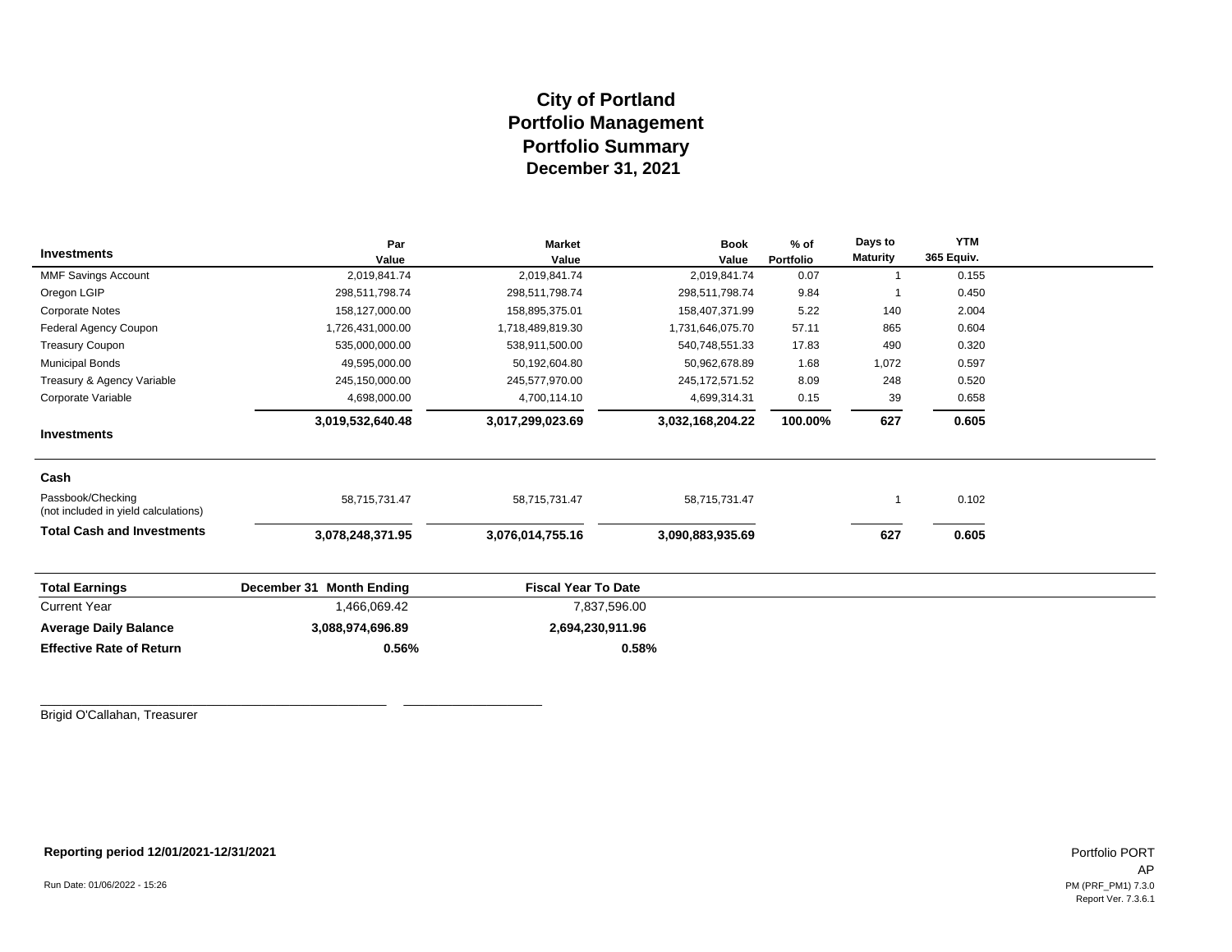# City of Portland
## Portfolio Management
## Portfolio Summary
### December 31, 2021

| Investments | Par Value | Market Value | Book Value | % of Portfolio | Days to Maturity | YTM 365 Equiv. |
|---|---|---|---|---|---|---|
| MMF Savings Account | 2,019,841.74 | 2,019,841.74 | 2,019,841.74 | 0.07 | 1 | 0.155 |
| Oregon LGIP | 298,511,798.74 | 298,511,798.74 | 298,511,798.74 | 9.84 | 1 | 0.450 |
| Corporate Notes | 158,127,000.00 | 158,895,375.01 | 158,407,371.99 | 5.22 | 140 | 2.004 |
| Federal Agency Coupon | 1,726,431,000.00 | 1,718,489,819.30 | 1,731,646,075.70 | 57.11 | 865 | 0.604 |
| Treasury Coupon | 535,000,000.00 | 538,911,500.00 | 540,748,551.33 | 17.83 | 490 | 0.320 |
| Municipal Bonds | 49,595,000.00 | 50,192,604.80 | 50,962,678.89 | 1.68 | 1,072 | 0.597 |
| Treasury & Agency Variable | 245,150,000.00 | 245,577,970.00 | 245,172,571.52 | 8.09 | 248 | 0.520 |
| Corporate Variable | 4,698,000.00 | 4,700,114.10 | 4,699,314.31 | 0.15 | 39 | 0.658 |
| **Investments** | **3,019,532,640.48** | **3,017,299,023.69** | **3,032,168,204.22** | **100.00%** | **627** | **0.605** |
| **Cash** | | | | | | |
| Passbook/Checking (not included in yield calculations) | 58,715,731.47 | 58,715,731.47 | 58,715,731.47 | | 1 | 0.102 |
| **Total Cash and Investments** | **3,078,248,371.95** | **3,076,014,755.16** | **3,090,883,935.69** | | **627** | **0.605** |

| **Total Earnings** | **December 31 Month Ending** | **Fiscal Year To Date** |
|---|---|---|
| Current Year | 1,466,069.42 | 7,837,596.00 |
| **Average Daily Balance** | **3,088,974,696.89** | **2,694,230,911.96** |
| **Effective Rate of Return** | **0.56%** | **0.58%** |

_______________________________________________ ___________________

Brigid O'Callahan, Treasurer

**Reporting period 12/01/2021-12/31/2021**

Run Date: 01/06/2022 - 15:26

Portfolio PORT
AP
PM (PRF_PM1) 7.3.0
Report Ver. 7.3.6.1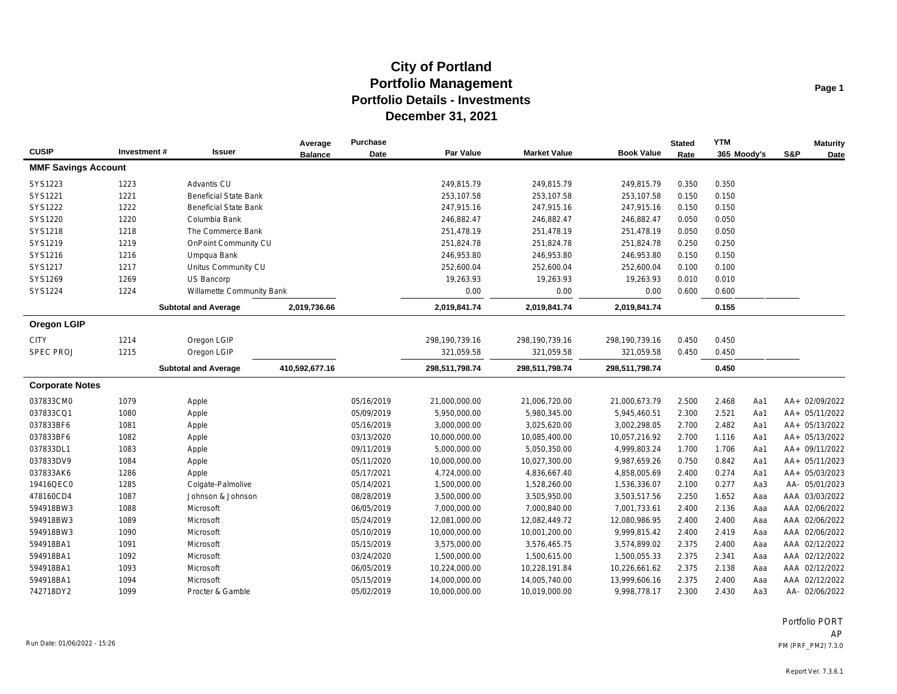# City of Portland
## Portfolio Management
## Portfolio Details - Investments
## December 31, 2021

| CUSIP | Investment # | Issuer | Average Balance | Purchase Date | Par Value | Market Value | Book Value | Stated Rate | YTM 365 | Moody's | S&P | Maturity Date |
|---|---|---|---|---|---|---|---|---|---|---|---|---|
| **MMF Savings Account** | | | | | | | | | | | | |
| SYS1223 | 1223 | Advantis CU | | | 249,815.79 | 249,815.79 | 249,815.79 | 0.350 | 0.350 | | | |
| SYS1221 | 1221 | Beneficial State Bank | | | 253,107.58 | 253,107.58 | 253,107.58 | 0.150 | 0.150 | | | |
| SYS1222 | 1222 | Beneficial State Bank | | | 247,915.16 | 247,915.16 | 247,915.16 | 0.150 | 0.150 | | | |
| SYS1220 | 1220 | Columbia Bank | | | 246,882.47 | 246,882.47 | 246,882.47 | 0.050 | 0.050 | | | |
| SYS1218 | 1218 | The Commerce Bank | | | 251,478.19 | 251,478.19 | 251,478.19 | 0.050 | 0.050 | | | |
| SYS1219 | 1219 | OnPoint Community CU | | | 251,824.78 | 251,824.78 | 251,824.78 | 0.250 | 0.250 | | | |
| SYS1216 | 1216 | Umpqua Bank | | | 246,953.80 | 246,953.80 | 246,953.80 | 0.150 | 0.150 | | | |
| SYS1217 | 1217 | Unitus Community CU | | | 252,600.04 | 252,600.04 | 252,600.04 | 0.100 | 0.100 | | | |
| SYS1269 | 1269 | US Bancorp | | | 19,263.93 | 19,263.93 | 19,263.93 | 0.010 | 0.010 | | | |
| SYS1224 | 1224 | Willamette Community Bank | | | 0.00 | 0.00 | 0.00 | 0.600 | 0.600 | | | |
| | | **Subtotal and Average** | **2,019,736.66** | | **2,019,841.74** | **2,019,841.74** | **2,019,841.74** | | **0.155** | | | |
| **Oregon LGIP** | | | | | | | | | | | | |
| CITY | 1214 | Oregon LGIP | | | 298,190,739.16 | 298,190,739.16 | 298,190,739.16 | 0.450 | 0.450 | | | |
| SPEC PROJ | 1215 | Oregon LGIP | | | 321,059.58 | 321,059.58 | 321,059.58 | 0.450 | 0.450 | | | |
| | | **Subtotal and Average** | **410,592,677.16** | | **298,511,798.74** | **298,511,798.74** | **298,511,798.74** | | **0.450** | | | |
| **Corporate Notes** | | | | | | | | | | | | |
| 037833CM0 | 1079 | Apple | | 05/16/2019 | 21,000,000.00 | 21,006,720.00 | 21,000,673.79 | 2.500 | 2.468 | Aa1 | AA+ | 02/09/2022 |
| 037833CQ1 | 1080 | Apple | | 05/09/2019 | 5,950,000.00 | 5,980,345.00 | 5,945,460.51 | 2.300 | 2.521 | Aa1 | AA+ | 05/11/2022 |
| 037833BF6 | 1081 | Apple | | 05/16/2019 | 3,000,000.00 | 3,025,620.00 | 3,002,298.05 | 2.700 | 2.482 | Aa1 | AA+ | 05/13/2022 |
| 037833BF6 | 1082 | Apple | | 03/13/2020 | 10,000,000.00 | 10,085,400.00 | 10,057,216.92 | 2.700 | 1.116 | Aa1 | AA+ | 05/13/2022 |
| 037833DL1 | 1083 | Apple | | 09/11/2019 | 5,000,000.00 | 5,050,350.00 | 4,999,803.24 | 1.700 | 1.706 | Aa1 | AA+ | 09/11/2022 |
| 037833DV9 | 1084 | Apple | | 05/11/2020 | 10,000,000.00 | 10,027,300.00 | 9,987,659.26 | 0.750 | 0.842 | Aa1 | AA+ | 05/11/2023 |
| 037833AK6 | 1286 | Apple | | 05/17/2021 | 4,724,000.00 | 4,836,667.40 | 4,858,005.69 | 2.400 | 0.274 | Aa1 | AA+ | 05/03/2023 |
| 19416QEC0 | 1285 | Colgate-Palmolive | | 05/14/2021 | 1,500,000.00 | 1,528,260.00 | 1,536,336.07 | 2.100 | 0.277 | Aa3 | AA- | 05/01/2023 |
| 478160CD4 | 1087 | Johnson & Johnson | | 08/28/2019 | 3,500,000.00 | 3,505,950.00 | 3,503,517.56 | 2.250 | 1.652 | Aaa | AAA | 03/03/2022 |
| 594918BW3 | 1088 | Microsoft | | 06/05/2019 | 7,000,000.00 | 7,000,840.00 | 7,001,733.61 | 2.400 | 2.136 | Aaa | AAA | 02/06/2022 |
| 594918BW3 | 1089 | Microsoft | | 05/24/2019 | 12,081,000.00 | 12,082,449.72 | 12,080,986.95 | 2.400 | 2.400 | Aaa | AAA | 02/06/2022 |
| 594918BW3 | 1090 | Microsoft | | 05/10/2019 | 10,000,000.00 | 10,001,200.00 | 9,999,815.42 | 2.400 | 2.419 | Aaa | AAA | 02/06/2022 |
| 594918BA1 | 1091 | Microsoft | | 05/15/2019 | 3,575,000.00 | 3,576,465.75 | 3,574,899.02 | 2.375 | 2.400 | Aaa | AAA | 02/12/2022 |
| 594918BA1 | 1092 | Microsoft | | 03/24/2020 | 1,500,000.00 | 1,500,615.00 | 1,500,055.33 | 2.375 | 2.341 | Aaa | AAA | 02/12/2022 |
| 594918BA1 | 1093 | Microsoft | | 06/05/2019 | 10,224,000.00 | 10,228,191.84 | 10,226,661.62 | 2.375 | 2.138 | Aaa | AAA | 02/12/2022 |
| 594918BA1 | 1094 | Microsoft | | 05/15/2019 | 14,000,000.00 | 14,005,740.00 | 13,999,606.16 | 2.375 | 2.400 | Aaa | AAA | 02/12/2022 |
| 742718DY2 | 1099 | Procter & Gamble | | 05/02/2019 | 10,000,000.00 | 10,019,000.00 | 9,998,778.17 | 2.300 | 2.430 | Aa3 | AA- | 02/06/2022 |

Portfolio PORT
AP

Run Date: 01/06/2022 - 15:26

PM (PRF_PM2) 7.3.0

Report Ver. 7.3.6.1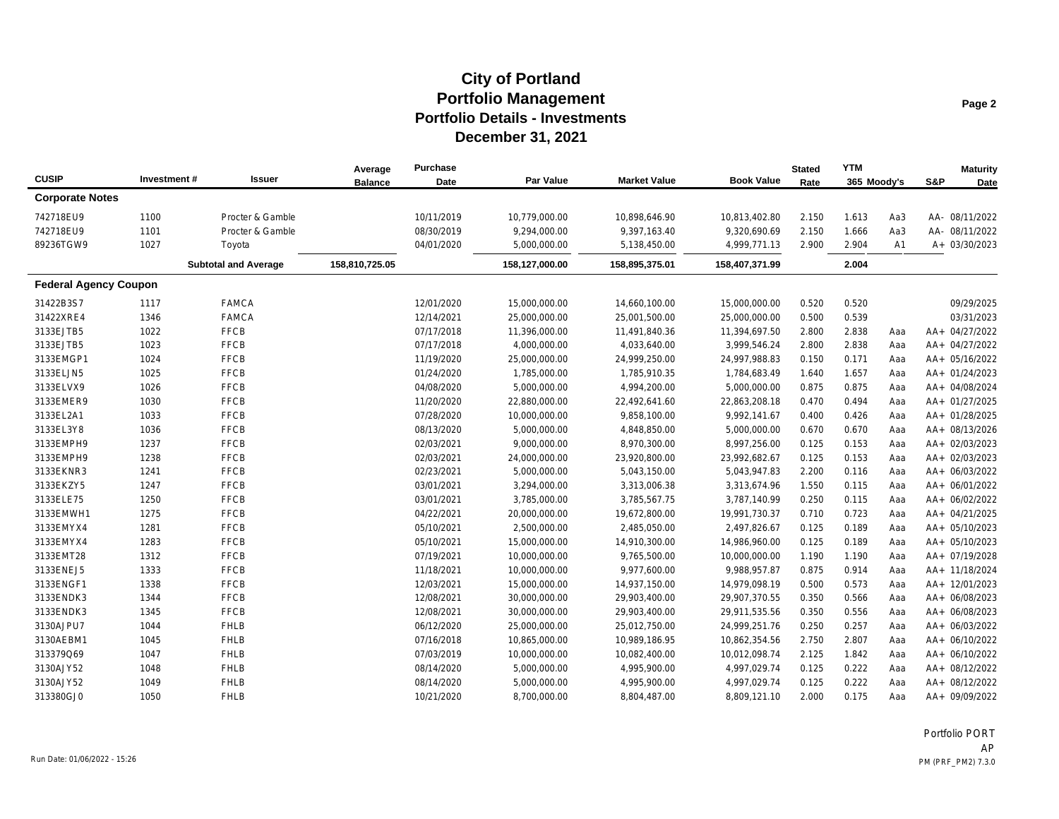# City of Portland
## Portfolio Management
## Portfolio Details - Investments
## December 31, 2021

| CUSIP | Investment # | Issuer | Average Balance | Purchase Date | Par Value | Market Value | Book Value | Stated Rate | YTM 365 | Moody's | S&P | Maturity Date |
|---|---|---|---|---|---|---|---|---|---|---|---|---|
| **Corporate Notes** | | | | | | | | | | | | |
| 742718EU9 | 1100 | Procter & Gamble | | 10/11/2019 | 10,779,000.00 | 10,898,646.90 | 10,813,402.80 | 2.150 | 1.613 | Aa3 | AA- | 08/11/2022 |
| 742718EU9 | 1101 | Procter & Gamble | | 08/30/2019 | 9,294,000.00 | 9,397,163.40 | 9,320,690.69 | 2.150 | 1.666 | Aa3 | AA- | 08/11/2022 |
| 89236TGW9 | 1027 | Toyota | | 04/01/2020 | 5,000,000.00 | 5,138,450.00 | 4,999,771.13 | 2.900 | 2.904 | A1 | A+ | 03/30/2023 |
| | | **Subtotal and Average** | 158,810,725.05 | | 158,127,000.00 | 158,895,375.01 | 158,407,371.99 | | 2.004 | | | |
| **Federal Agency Coupon** | | | | | | | | | | | | |
| 31422B3S7 | 1117 | FAMCA | | 12/01/2020 | 15,000,000.00 | 14,660,100.00 | 15,000,000.00 | 0.520 | 0.520 | | | 09/29/2025 |
| 31422XRE4 | 1346 | FAMCA | | 12/14/2021 | 25,000,000.00 | 25,001,500.00 | 25,000,000.00 | 0.500 | 0.539 | | | 03/31/2023 |
| 3133EJTB5 | 1022 | FFCB | | 07/17/2018 | 11,396,000.00 | 11,491,840.36 | 11,394,697.50 | 2.800 | 2.838 | Aaa | AA+ | 04/27/2022 |
| 3133EJTB5 | 1023 | FFCB | | 07/17/2018 | 4,000,000.00 | 4,033,640.00 | 3,999,546.24 | 2.800 | 2.838 | Aaa | AA+ | 04/27/2022 |
| 3133EMGP1 | 1024 | FFCB | | 11/19/2020 | 25,000,000.00 | 24,999,250.00 | 24,997,988.83 | 0.150 | 0.171 | Aaa | AA+ | 05/16/2022 |
| 3133ELJN5 | 1025 | FFCB | | 01/24/2020 | 1,785,000.00 | 1,785,910.35 | 1,784,683.49 | 1.640 | 1.657 | Aaa | AA+ | 01/24/2023 |
| 3133ELVX9 | 1026 | FFCB | | 04/08/2020 | 5,000,000.00 | 4,994,200.00 | 5,000,000.00 | 0.875 | 0.875 | Aaa | AA+ | 04/08/2024 |
| 3133EMER9 | 1030 | FFCB | | 11/20/2020 | 22,880,000.00 | 22,492,641.60 | 22,863,208.18 | 0.470 | 0.494 | Aaa | AA+ | 01/27/2025 |
| 3133EL2A1 | 1033 | FFCB | | 07/28/2020 | 10,000,000.00 | 9,858,100.00 | 9,992,141.67 | 0.400 | 0.426 | Aaa | AA+ | 01/28/2025 |
| 3133EL3Y8 | 1036 | FFCB | | 08/13/2020 | 5,000,000.00 | 4,848,850.00 | 5,000,000.00 | 0.670 | 0.670 | Aaa | AA+ | 08/13/2026 |
| 3133EMPH9 | 1237 | FFCB | | 02/03/2021 | 9,000,000.00 | 8,970,300.00 | 8,997,256.00 | 0.125 | 0.153 | Aaa | AA+ | 02/03/2023 |
| 3133EMPH9 | 1238 | FFCB | | 02/03/2021 | 24,000,000.00 | 23,920,800.00 | 23,992,682.67 | 0.125 | 0.153 | Aaa | AA+ | 02/03/2023 |
| 3133EKNR3 | 1241 | FFCB | | 02/23/2021 | 5,000,000.00 | 5,043,150.00 | 5,043,947.83 | 2.200 | 0.116 | Aaa | AA+ | 06/03/2022 |
| 3133EKZY5 | 1247 | FFCB | | 03/01/2021 | 3,294,000.00 | 3,313,006.38 | 3,313,674.96 | 1.550 | 0.115 | Aaa | AA+ | 06/01/2022 |
| 3133ELE75 | 1250 | FFCB | | 03/01/2021 | 3,785,000.00 | 3,785,567.75 | 3,787,140.99 | 0.250 | 0.115 | Aaa | AA+ | 06/02/2022 |
| 3133EMWH1 | 1275 | FFCB | | 04/22/2021 | 20,000,000.00 | 19,672,800.00 | 19,991,730.37 | 0.710 | 0.723 | Aaa | AA+ | 04/21/2025 |
| 3133EMYX4 | 1281 | FFCB | | 05/10/2021 | 2,500,000.00 | 2,485,050.00 | 2,497,826.67 | 0.125 | 0.189 | Aaa | AA+ | 05/10/2023 |
| 3133EMYX4 | 1283 | FFCB | | 05/10/2021 | 15,000,000.00 | 14,910,300.00 | 14,986,960.00 | 0.125 | 0.189 | Aaa | AA+ | 05/10/2023 |
| 3133EMT28 | 1312 | FFCB | | 07/19/2021 | 10,000,000.00 | 9,765,500.00 | 10,000,000.00 | 1.190 | 1.190 | Aaa | AA+ | 07/19/2028 |
| 3133ENEJ5 | 1333 | FFCB | | 11/18/2021 | 10,000,000.00 | 9,977,600.00 | 9,988,957.87 | 0.875 | 0.914 | Aaa | AA+ | 11/18/2024 |
| 3133ENGF1 | 1338 | FFCB | | 12/03/2021 | 15,000,000.00 | 14,937,150.00 | 14,979,098.19 | 0.500 | 0.573 | Aaa | AA+ | 12/01/2023 |
| 3133ENDK3 | 1344 | FFCB | | 12/08/2021 | 30,000,000.00 | 29,903,400.00 | 29,907,370.55 | 0.350 | 0.566 | Aaa | AA+ | 06/08/2023 |
| 3133ENDK3 | 1345 | FFCB | | 12/08/2021 | 30,000,000.00 | 29,903,400.00 | 29,911,535.56 | 0.350 | 0.556 | Aaa | AA+ | 06/08/2023 |
| 3130AJPU7 | 1044 | FHLB | | 06/12/2020 | 25,000,000.00 | 25,012,750.00 | 24,999,251.76 | 0.250 | 0.257 | Aaa | AA+ | 06/03/2022 |
| 3130AEBM1 | 1045 | FHLB | | 07/16/2018 | 10,865,000.00 | 10,989,186.95 | 10,862,354.56 | 2.750 | 2.807 | Aaa | AA+ | 06/10/2022 |
| 313379Q69 | 1047 | FHLB | | 07/03/2019 | 10,000,000.00 | 10,082,400.00 | 10,012,098.74 | 2.125 | 1.842 | Aaa | AA+ | 06/10/2022 |
| 3130AJY52 | 1048 | FHLB | | 08/14/2020 | 5,000,000.00 | 4,995,900.00 | 4,997,029.74 | 0.125 | 0.222 | Aaa | AA+ | 08/12/2022 |
| 3130AJY52 | 1049 | FHLB | | 08/14/2020 | 5,000,000.00 | 4,995,900.00 | 4,997,029.74 | 0.125 | 0.222 | Aaa | AA+ | 08/12/2022 |
| 313380GJ0 | 1050 | FHLB | | 10/21/2020 | 8,700,000.00 | 8,804,487.00 | 8,809,121.10 | 2.000 | 0.175 | Aaa | AA+ | 09/09/2022 |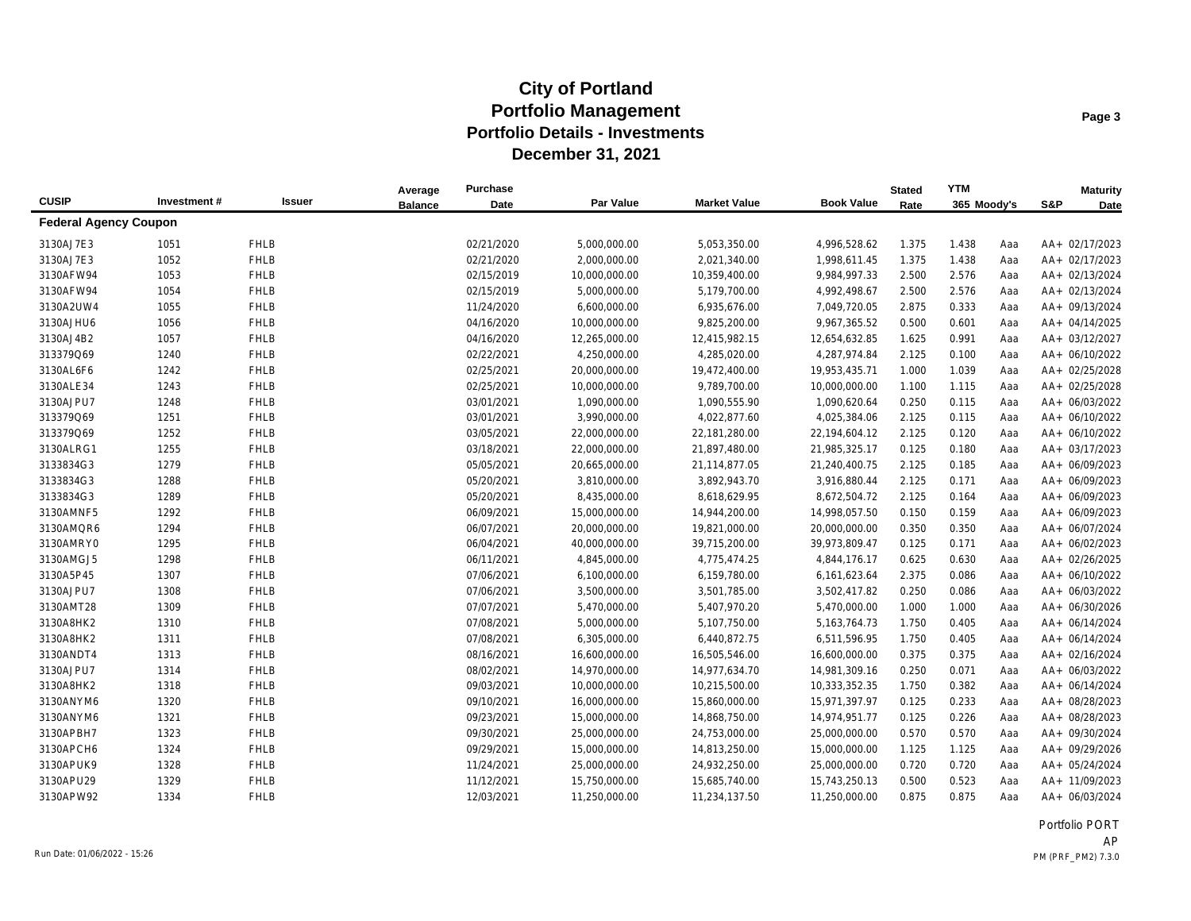# City of Portland
## Portfolio Management
## Portfolio Details - Investments
## December 31, 2021

| CUSIP | Investment # | Issuer | Average Balance | Purchase Date | Par Value | Market Value | Book Value | Stated Rate | YTM 365 | Moody's | S&P | Maturity Date |
|---|---|---|---|---|---|---|---|---|---|---|---|---|
| **Federal Agency Coupon** | | | | | | | | | | | | |
| 3130AJ7E3 | 1051 | FHLB | | 02/21/2020 | 5,000,000.00 | 5,053,350.00 | 4,996,528.62 | 1.375 | 1.438 | Aaa | AA+ | 02/17/2023 |
| 3130AJ7E3 | 1052 | FHLB | | 02/21/2020 | 2,000,000.00 | 2,021,340.00 | 1,998,611.45 | 1.375 | 1.438 | Aaa | AA+ | 02/17/2023 |
| 3130AFW94 | 1053 | FHLB | | 02/15/2019 | 10,000,000.00 | 10,359,400.00 | 9,984,997.33 | 2.500 | 2.576 | Aaa | AA+ | 02/13/2024 |
| 3130AFW94 | 1054 | FHLB | | 02/15/2019 | 5,000,000.00 | 5,179,700.00 | 4,992,498.67 | 2.500 | 2.576 | Aaa | AA+ | 02/13/2024 |
| 3130A2UW4 | 1055 | FHLB | | 11/24/2020 | 6,600,000.00 | 6,935,676.00 | 7,049,720.05 | 2.875 | 0.333 | Aaa | AA+ | 09/13/2024 |
| 3130AJHU6 | 1056 | FHLB | | 04/16/2020 | 10,000,000.00 | 9,825,200.00 | 9,967,365.52 | 0.500 | 0.601 | Aaa | AA+ | 04/14/2025 |
| 3130AJ4B2 | 1057 | FHLB | | 04/16/2020 | 12,265,000.00 | 12,415,982.15 | 12,654,632.85 | 1.625 | 0.991 | Aaa | AA+ | 03/12/2027 |
| 313379Q69 | 1240 | FHLB | | 02/22/2021 | 4,250,000.00 | 4,285,020.00 | 4,287,974.84 | 2.125 | 0.100 | Aaa | AA+ | 06/10/2022 |
| 3130AL6F6 | 1242 | FHLB | | 02/25/2021 | 20,000,000.00 | 19,472,400.00 | 19,953,435.71 | 1.000 | 1.039 | Aaa | AA+ | 02/25/2028 |
| 3130ALE34 | 1243 | FHLB | | 02/25/2021 | 10,000,000.00 | 9,789,700.00 | 10,000,000.00 | 1.100 | 1.115 | Aaa | AA+ | 02/25/2028 |
| 3130AJPU7 | 1248 | FHLB | | 03/01/2021 | 1,090,000.00 | 1,090,555.90 | 1,090,620.64 | 0.250 | 0.115 | Aaa | AA+ | 06/03/2022 |
| 313379Q69 | 1251 | FHLB | | 03/01/2021 | 3,990,000.00 | 4,022,877.60 | 4,025,384.06 | 2.125 | 0.115 | Aaa | AA+ | 06/10/2022 |
| 313379Q69 | 1252 | FHLB | | 03/05/2021 | 22,000,000.00 | 22,181,280.00 | 22,194,604.12 | 2.125 | 0.120 | Aaa | AA+ | 06/10/2022 |
| 3130ALRG1 | 1255 | FHLB | | 03/18/2021 | 22,000,000.00 | 21,897,480.00 | 21,985,325.17 | 0.125 | 0.180 | Aaa | AA+ | 03/17/2023 |
| 3133834G3 | 1279 | FHLB | | 05/05/2021 | 20,665,000.00 | 21,114,877.05 | 21,240,400.75 | 2.125 | 0.185 | Aaa | AA+ | 06/09/2023 |
| 3133834G3 | 1288 | FHLB | | 05/20/2021 | 3,810,000.00 | 3,892,943.70 | 3,916,880.44 | 2.125 | 0.171 | Aaa | AA+ | 06/09/2023 |
| 3133834G3 | 1289 | FHLB | | 05/20/2021 | 8,435,000.00 | 8,618,629.95 | 8,672,504.72 | 2.125 | 0.164 | Aaa | AA+ | 06/09/2023 |
| 3130AMNF5 | 1292 | FHLB | | 06/09/2021 | 15,000,000.00 | 14,944,200.00 | 14,998,057.50 | 0.150 | 0.159 | Aaa | AA+ | 06/09/2023 |
| 3130AMQR6 | 1294 | FHLB | | 06/07/2021 | 20,000,000.00 | 19,821,000.00 | 20,000,000.00 | 0.350 | 0.350 | Aaa | AA+ | 06/07/2024 |
| 3130AMRY0 | 1295 | FHLB | | 06/04/2021 | 40,000,000.00 | 39,715,200.00 | 39,973,809.47 | 0.125 | 0.171 | Aaa | AA+ | 06/02/2023 |
| 3130AMGJ5 | 1298 | FHLB | | 06/11/2021 | 4,845,000.00 | 4,775,474.25 | 4,844,176.17 | 0.625 | 0.630 | Aaa | AA+ | 02/26/2025 |
| 3130A5P45 | 1307 | FHLB | | 07/06/2021 | 6,100,000.00 | 6,159,780.00 | 6,161,623.64 | 2.375 | 0.086 | Aaa | AA+ | 06/10/2022 |
| 3130AJPU7 | 1308 | FHLB | | 07/06/2021 | 3,500,000.00 | 3,501,785.00 | 3,502,417.82 | 0.250 | 0.086 | Aaa | AA+ | 06/03/2022 |
| 3130AMT28 | 1309 | FHLB | | 07/07/2021 | 5,470,000.00 | 5,407,970.20 | 5,470,000.00 | 1.000 | 1.000 | Aaa | AA+ | 06/30/2026 |
| 3130A8HK2 | 1310 | FHLB | | 07/08/2021 | 5,000,000.00 | 5,107,750.00 | 5,163,764.73 | 1.750 | 0.405 | Aaa | AA+ | 06/14/2024 |
| 3130A8HK2 | 1311 | FHLB | | 07/08/2021 | 6,305,000.00 | 6,440,872.75 | 6,511,596.95 | 1.750 | 0.405 | Aaa | AA+ | 06/14/2024 |
| 3130ANDT4 | 1313 | FHLB | | 08/16/2021 | 16,600,000.00 | 16,505,546.00 | 16,600,000.00 | 0.375 | 0.375 | Aaa | AA+ | 02/16/2024 |
| 3130AJPU7 | 1314 | FHLB | | 08/02/2021 | 14,970,000.00 | 14,977,634.70 | 14,981,309.16 | 0.250 | 0.071 | Aaa | AA+ | 06/03/2022 |
| 3130A8HK2 | 1318 | FHLB | | 09/03/2021 | 10,000,000.00 | 10,215,500.00 | 10,333,352.35 | 1.750 | 0.382 | Aaa | AA+ | 06/14/2024 |
| 3130ANYM6 | 1320 | FHLB | | 09/10/2021 | 16,000,000.00 | 15,860,000.00 | 15,971,397.97 | 0.125 | 0.233 | Aaa | AA+ | 08/28/2023 |
| 3130ANYM6 | 1321 | FHLB | | 09/23/2021 | 15,000,000.00 | 14,868,750.00 | 14,974,951.77 | 0.125 | 0.226 | Aaa | AA+ | 08/28/2023 |
| 3130APBH7 | 1323 | FHLB | | 09/30/2021 | 25,000,000.00 | 24,753,000.00 | 25,000,000.00 | 0.570 | 0.570 | Aaa | AA+ | 09/30/2024 |
| 3130APCH6 | 1324 | FHLB | | 09/29/2021 | 15,000,000.00 | 14,813,250.00 | 15,000,000.00 | 1.125 | 1.125 | Aaa | AA+ | 09/29/2026 |
| 3130APUK9 | 1328 | FHLB | | 11/24/2021 | 25,000,000.00 | 24,932,250.00 | 25,000,000.00 | 0.720 | 0.720 | Aaa | AA+ | 05/24/2024 |
| 3130APU29 | 1329 | FHLB | | 11/12/2021 | 15,750,000.00 | 15,685,740.00 | 15,743,250.13 | 0.500 | 0.523 | Aaa | AA+ | 11/09/2023 |
| 3130APW92 | 1334 | FHLB | | 12/03/2021 | 11,250,000.00 | 11,234,137.50 | 11,250,000.00 | 0.875 | 0.875 | Aaa | AA+ | 06/03/2024 |

Portfolio PORT
AP

Run Date: 01/06/2022 - 15:26

PM (PRF_PM2) 7.3.0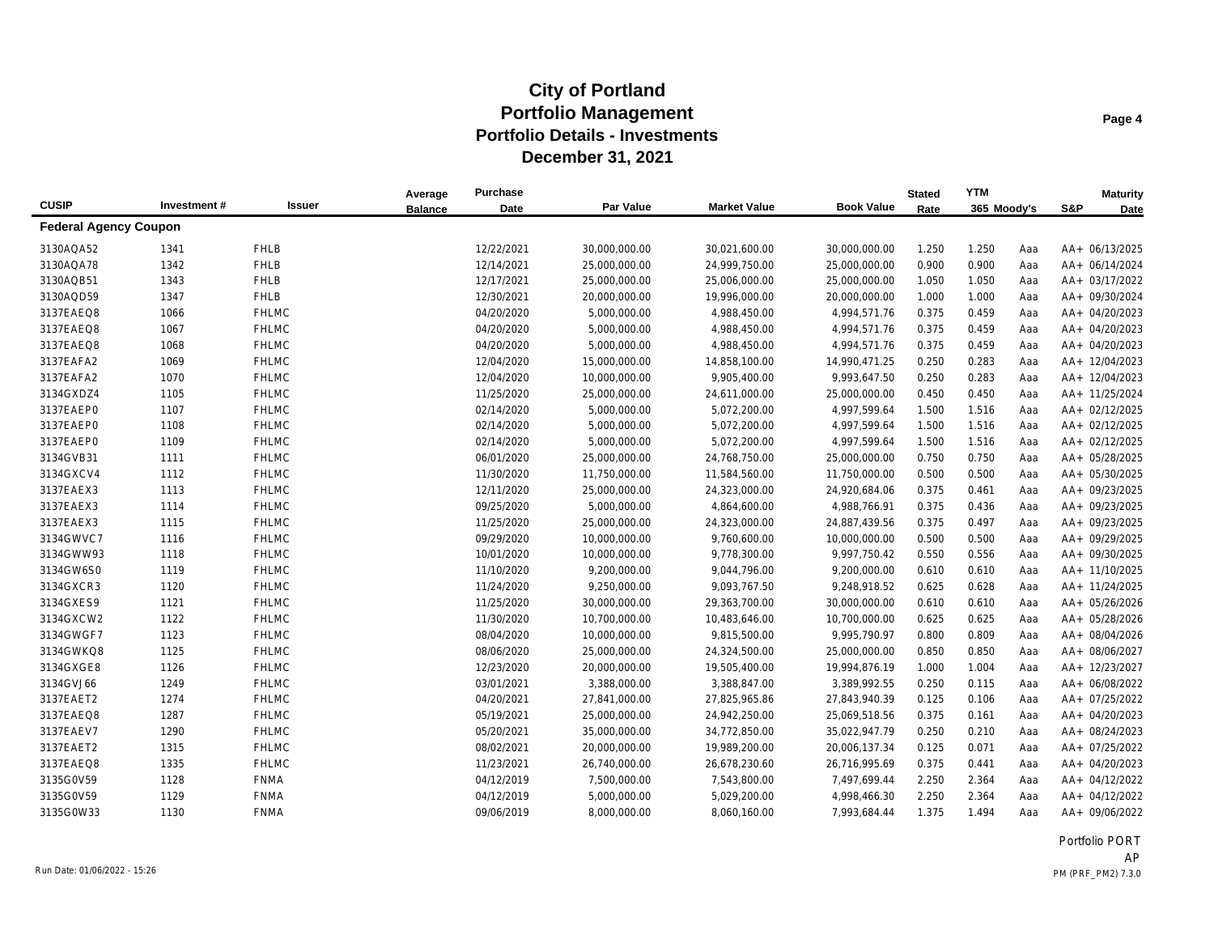# City of Portland
## Portfolio Management
## Portfolio Details - Investments
## December 31, 2021

| CUSIP | Investment # | Issuer | Average Balance | Purchase Date | Par Value | Market Value | Book Value | Stated Rate | YTM 365 | Moody's | S&P | Maturity Date |
|---|---|---|---|---|---|---|---|---|---|---|---|---|
| **Federal Agency Coupon** | | | | | | | | | | | | |
| 3130AQA52 | 1341 | FHLB | | 12/22/2021 | 30,000,000.00 | 30,021,600.00 | 30,000,000.00 | 1.250 | 1.250 | Aaa | AA+ | 06/13/2025 |
| 3130AQA78 | 1342 | FHLB | | 12/14/2021 | 25,000,000.00 | 24,999,750.00 | 25,000,000.00 | 0.900 | 0.900 | Aaa | AA+ | 06/14/2024 |
| 3130AQB51 | 1343 | FHLB | | 12/17/2021 | 25,000,000.00 | 25,006,000.00 | 25,000,000.00 | 1.050 | 1.050 | Aaa | AA+ | 03/17/2022 |
| 3130AQD59 | 1347 | FHLB | | 12/30/2021 | 20,000,000.00 | 19,996,000.00 | 20,000,000.00 | 1.000 | 1.000 | Aaa | AA+ | 09/30/2024 |
| 3137EAEQ8 | 1066 | FHLMC | | 04/20/2020 | 5,000,000.00 | 4,988,450.00 | 4,994,571.76 | 0.375 | 0.459 | Aaa | AA+ | 04/20/2023 |
| 3137EAEQ8 | 1067 | FHLMC | | 04/20/2020 | 5,000,000.00 | 4,988,450.00 | 4,994,571.76 | 0.375 | 0.459 | Aaa | AA+ | 04/20/2023 |
| 3137EAEQ8 | 1068 | FHLMC | | 04/20/2020 | 5,000,000.00 | 4,988,450.00 | 4,994,571.76 | 0.375 | 0.459 | Aaa | AA+ | 04/20/2023 |
| 3137EAFA2 | 1069 | FHLMC | | 12/04/2020 | 15,000,000.00 | 14,858,100.00 | 14,990,471.25 | 0.250 | 0.283 | Aaa | AA+ | 12/04/2023 |
| 3137EAFA2 | 1070 | FHLMC | | 12/04/2020 | 10,000,000.00 | 9,905,400.00 | 9,993,647.50 | 0.250 | 0.283 | Aaa | AA+ | 12/04/2023 |
| 3134GXDZ4 | 1105 | FHLMC | | 11/25/2020 | 25,000,000.00 | 24,611,000.00 | 25,000,000.00 | 0.450 | 0.450 | Aaa | AA+ | 11/25/2024 |
| 3137EAEP0 | 1107 | FHLMC | | 02/14/2020 | 5,000,000.00 | 5,072,200.00 | 4,997,599.64 | 1.500 | 1.516 | Aaa | AA+ | 02/12/2025 |
| 3137EAEP0 | 1108 | FHLMC | | 02/14/2020 | 5,000,000.00 | 5,072,200.00 | 4,997,599.64 | 1.500 | 1.516 | Aaa | AA+ | 02/12/2025 |
| 3137EAEP0 | 1109 | FHLMC | | 02/14/2020 | 5,000,000.00 | 5,072,200.00 | 4,997,599.64 | 1.500 | 1.516 | Aaa | AA+ | 02/12/2025 |
| 3134GVB31 | 1111 | FHLMC | | 06/01/2020 | 25,000,000.00 | 24,768,750.00 | 25,000,000.00 | 0.750 | 0.750 | Aaa | AA+ | 05/28/2025 |
| 3134GXCV4 | 1112 | FHLMC | | 11/30/2020 | 11,750,000.00 | 11,584,560.00 | 11,750,000.00 | 0.500 | 0.500 | Aaa | AA+ | 05/30/2025 |
| 3137EAEX3 | 1113 | FHLMC | | 12/11/2020 | 25,000,000.00 | 24,323,000.00 | 24,920,684.06 | 0.375 | 0.461 | Aaa | AA+ | 09/23/2025 |
| 3137EAEX3 | 1114 | FHLMC | | 09/25/2020 | 5,000,000.00 | 4,864,600.00 | 4,988,766.91 | 0.375 | 0.436 | Aaa | AA+ | 09/23/2025 |
| 3137EAEX3 | 1115 | FHLMC | | 11/25/2020 | 25,000,000.00 | 24,323,000.00 | 24,887,439.56 | 0.375 | 0.497 | Aaa | AA+ | 09/23/2025 |
| 3134GWVC7 | 1116 | FHLMC | | 09/29/2020 | 10,000,000.00 | 9,760,600.00 | 10,000,000.00 | 0.500 | 0.500 | Aaa | AA+ | 09/29/2025 |
| 3134GWW93 | 1118 | FHLMC | | 10/01/2020 | 10,000,000.00 | 9,778,300.00 | 9,997,750.42 | 0.550 | 0.556 | Aaa | AA+ | 09/30/2025 |
| 3134GW6S0 | 1119 | FHLMC | | 11/10/2020 | 9,200,000.00 | 9,044,796.00 | 9,200,000.00 | 0.610 | 0.610 | Aaa | AA+ | 11/10/2025 |
| 3134GXCR3 | 1120 | FHLMC | | 11/24/2020 | 9,250,000.00 | 9,093,767.50 | 9,248,918.52 | 0.625 | 0.628 | Aaa | AA+ | 11/24/2025 |
| 3134GXES9 | 1121 | FHLMC | | 11/25/2020 | 30,000,000.00 | 29,363,700.00 | 30,000,000.00 | 0.610 | 0.610 | Aaa | AA+ | 05/26/2026 |
| 3134GXCW2 | 1122 | FHLMC | | 11/30/2020 | 10,700,000.00 | 10,483,646.00 | 10,700,000.00 | 0.625 | 0.625 | Aaa | AA+ | 05/28/2026 |
| 3134GWGF7 | 1123 | FHLMC | | 08/04/2020 | 10,000,000.00 | 9,815,500.00 | 9,995,790.97 | 0.800 | 0.809 | Aaa | AA+ | 08/04/2026 |
| 3134GWKQ8 | 1125 | FHLMC | | 08/06/2020 | 25,000,000.00 | 24,324,500.00 | 25,000,000.00 | 0.850 | 0.850 | Aaa | AA+ | 08/06/2027 |
| 3134GXGE8 | 1126 | FHLMC | | 12/23/2020 | 20,000,000.00 | 19,505,400.00 | 19,994,876.19 | 1.000 | 1.004 | Aaa | AA+ | 12/23/2027 |
| 3134GVJ66 | 1249 | FHLMC | | 03/01/2021 | 3,388,000.00 | 3,388,847.00 | 3,389,992.55 | 0.250 | 0.115 | Aaa | AA+ | 06/08/2022 |
| 3137EAET2 | 1274 | FHLMC | | 04/20/2021 | 27,841,000.00 | 27,825,965.86 | 27,843,940.39 | 0.125 | 0.106 | Aaa | AA+ | 07/25/2022 |
| 3137EAEQ8 | 1287 | FHLMC | | 05/19/2021 | 25,000,000.00 | 24,942,250.00 | 25,069,518.56 | 0.375 | 0.161 | Aaa | AA+ | 04/20/2023 |
| 3137EAEV7 | 1290 | FHLMC | | 05/20/2021 | 35,000,000.00 | 34,772,850.00 | 35,022,947.79 | 0.250 | 0.210 | Aaa | AA+ | 08/24/2023 |
| 3137EAET2 | 1315 | FHLMC | | 08/02/2021 | 20,000,000.00 | 19,989,200.00 | 20,006,137.34 | 0.125 | 0.071 | Aaa | AA+ | 07/25/2022 |
| 3137EAEQ8 | 1335 | FHLMC | | 11/23/2021 | 26,740,000.00 | 26,678,230.60 | 26,716,995.69 | 0.375 | 0.441 | Aaa | AA+ | 04/20/2023 |
| 3135G0V59 | 1128 | FNMA | | 04/12/2019 | 7,500,000.00 | 7,543,800.00 | 7,497,699.44 | 2.250 | 2.364 | Aaa | AA+ | 04/12/2022 |
| 3135G0V59 | 1129 | FNMA | | 04/12/2019 | 5,000,000.00 | 5,029,200.00 | 4,998,466.30 | 2.250 | 2.364 | Aaa | AA+ | 04/12/2022 |
| 3135G0W33 | 1130 | FNMA | | 09/06/2019 | 8,000,000.00 | 8,060,160.00 | 7,993,684.44 | 1.375 | 1.494 | Aaa | AA+ | 09/06/2022 |

Portfolio PORT
AP

Run Date: 01/06/2022 - 15:26

PM (PRF_PM2) 7.3.0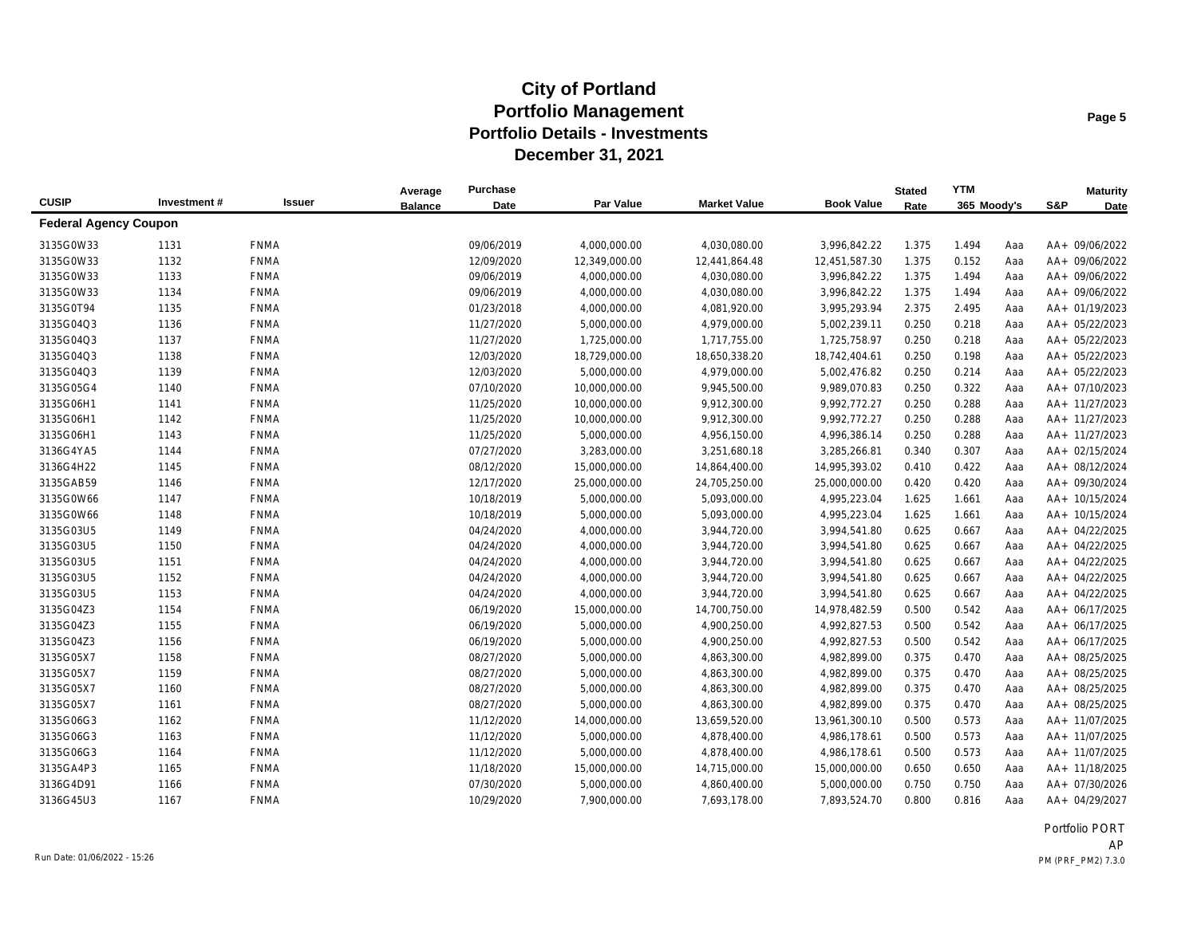# City of Portland
## Portfolio Management
## Portfolio Details - Investments
## December 31, 2021

| CUSIP | Investment # | Issuer | Average Balance | Purchase Date | Par Value | Market Value | Book Value | Stated Rate | YTM 365 | Moody's | S&P | Maturity Date |
|---|---|---|---|---|---|---|---|---|---|---|---|---|
| **Federal Agency Coupon** | | | | | | | | | | | | |
| 3135G0W33 | 1131 | FNMA | | 09/06/2019 | 4,000,000.00 | 4,030,080.00 | 3,996,842.22 | 1.375 | 1.494 | Aaa | AA+ | 09/06/2022 |
| 3135G0W33 | 1132 | FNMA | | 12/09/2020 | 12,349,000.00 | 12,441,864.48 | 12,451,587.30 | 1.375 | 0.152 | Aaa | AA+ | 09/06/2022 |
| 3135G0W33 | 1133 | FNMA | | 09/06/2019 | 4,000,000.00 | 4,030,080.00 | 3,996,842.22 | 1.375 | 1.494 | Aaa | AA+ | 09/06/2022 |
| 3135G0W33 | 1134 | FNMA | | 09/06/2019 | 4,000,000.00 | 4,030,080.00 | 3,996,842.22 | 1.375 | 1.494 | Aaa | AA+ | 09/06/2022 |
| 3135G0T94 | 1135 | FNMA | | 01/23/2018 | 4,000,000.00 | 4,081,920.00 | 3,995,293.94 | 2.375 | 2.495 | Aaa | AA+ | 01/19/2023 |
| 3135G04Q3 | 1136 | FNMA | | 11/27/2020 | 5,000,000.00 | 4,979,000.00 | 5,002,239.11 | 0.250 | 0.218 | Aaa | AA+ | 05/22/2023 |
| 3135G04Q3 | 1137 | FNMA | | 11/27/2020 | 1,725,000.00 | 1,717,755.00 | 1,725,758.97 | 0.250 | 0.218 | Aaa | AA+ | 05/22/2023 |
| 3135G04Q3 | 1138 | FNMA | | 12/03/2020 | 18,729,000.00 | 18,650,338.20 | 18,742,404.61 | 0.250 | 0.198 | Aaa | AA+ | 05/22/2023 |
| 3135G04Q3 | 1139 | FNMA | | 12/03/2020 | 5,000,000.00 | 4,979,000.00 | 5,002,476.82 | 0.250 | 0.214 | Aaa | AA+ | 05/22/2023 |
| 3135G05G4 | 1140 | FNMA | | 07/10/2020 | 10,000,000.00 | 9,945,500.00 | 9,989,070.83 | 0.250 | 0.322 | Aaa | AA+ | 07/10/2023 |
| 3135G06H1 | 1141 | FNMA | | 11/25/2020 | 10,000,000.00 | 9,912,300.00 | 9,992,772.27 | 0.250 | 0.288 | Aaa | AA+ | 11/27/2023 |
| 3135G06H1 | 1142 | FNMA | | 11/25/2020 | 10,000,000.00 | 9,912,300.00 | 9,992,772.27 | 0.250 | 0.288 | Aaa | AA+ | 11/27/2023 |
| 3135G06H1 | 1143 | FNMA | | 11/25/2020 | 5,000,000.00 | 4,956,150.00 | 4,996,386.14 | 0.250 | 0.288 | Aaa | AA+ | 11/27/2023 |
| 3136G4YA5 | 1144 | FNMA | | 07/27/2020 | 3,283,000.00 | 3,251,680.18 | 3,285,266.81 | 0.340 | 0.307 | Aaa | AA+ | 02/15/2024 |
| 3136G4H22 | 1145 | FNMA | | 08/12/2020 | 15,000,000.00 | 14,864,400.00 | 14,995,393.02 | 0.410 | 0.422 | Aaa | AA+ | 08/12/2024 |
| 3135GAB59 | 1146 | FNMA | | 12/17/2020 | 25,000,000.00 | 24,705,250.00 | 25,000,000.00 | 0.420 | 0.420 | Aaa | AA+ | 09/30/2024 |
| 3135G0W66 | 1147 | FNMA | | 10/18/2019 | 5,000,000.00 | 5,093,000.00 | 4,995,223.04 | 1.625 | 1.661 | Aaa | AA+ | 10/15/2024 |
| 3135G0W66 | 1148 | FNMA | | 10/18/2019 | 5,000,000.00 | 5,093,000.00 | 4,995,223.04 | 1.625 | 1.661 | Aaa | AA+ | 10/15/2024 |
| 3135G03U5 | 1149 | FNMA | | 04/24/2020 | 4,000,000.00 | 3,944,720.00 | 3,994,541.80 | 0.625 | 0.667 | Aaa | AA+ | 04/22/2025 |
| 3135G03U5 | 1150 | FNMA | | 04/24/2020 | 4,000,000.00 | 3,944,720.00 | 3,994,541.80 | 0.625 | 0.667 | Aaa | AA+ | 04/22/2025 |
| 3135G03U5 | 1151 | FNMA | | 04/24/2020 | 4,000,000.00 | 3,944,720.00 | 3,994,541.80 | 0.625 | 0.667 | Aaa | AA+ | 04/22/2025 |
| 3135G03U5 | 1152 | FNMA | | 04/24/2020 | 4,000,000.00 | 3,944,720.00 | 3,994,541.80 | 0.625 | 0.667 | Aaa | AA+ | 04/22/2025 |
| 3135G03U5 | 1153 | FNMA | | 04/24/2020 | 4,000,000.00 | 3,944,720.00 | 3,994,541.80 | 0.625 | 0.667 | Aaa | AA+ | 04/22/2025 |
| 3135G04Z3 | 1154 | FNMA | | 06/19/2020 | 15,000,000.00 | 14,700,750.00 | 14,978,482.59 | 0.500 | 0.542 | Aaa | AA+ | 06/17/2025 |
| 3135G04Z3 | 1155 | FNMA | | 06/19/2020 | 5,000,000.00 | 4,900,250.00 | 4,992,827.53 | 0.500 | 0.542 | Aaa | AA+ | 06/17/2025 |
| 3135G04Z3 | 1156 | FNMA | | 06/19/2020 | 5,000,000.00 | 4,900,250.00 | 4,992,827.53 | 0.500 | 0.542 | Aaa | AA+ | 06/17/2025 |
| 3135G05X7 | 1158 | FNMA | | 08/27/2020 | 5,000,000.00 | 4,863,300.00 | 4,982,899.00 | 0.375 | 0.470 | Aaa | AA+ | 08/25/2025 |
| 3135G05X7 | 1159 | FNMA | | 08/27/2020 | 5,000,000.00 | 4,863,300.00 | 4,982,899.00 | 0.375 | 0.470 | Aaa | AA+ | 08/25/2025 |
| 3135G05X7 | 1160 | FNMA | | 08/27/2020 | 5,000,000.00 | 4,863,300.00 | 4,982,899.00 | 0.375 | 0.470 | Aaa | AA+ | 08/25/2025 |
| 3135G05X7 | 1161 | FNMA | | 08/27/2020 | 5,000,000.00 | 4,863,300.00 | 4,982,899.00 | 0.375 | 0.470 | Aaa | AA+ | 08/25/2025 |
| 3135G06G3 | 1162 | FNMA | | 11/12/2020 | 14,000,000.00 | 13,659,520.00 | 13,961,300.10 | 0.500 | 0.573 | Aaa | AA+ | 11/07/2025 |
| 3135G06G3 | 1163 | FNMA | | 11/12/2020 | 5,000,000.00 | 4,878,400.00 | 4,986,178.61 | 0.500 | 0.573 | Aaa | AA+ | 11/07/2025 |
| 3135G06G3 | 1164 | FNMA | | 11/12/2020 | 5,000,000.00 | 4,878,400.00 | 4,986,178.61 | 0.500 | 0.573 | Aaa | AA+ | 11/07/2025 |
| 3135GA4P3 | 1165 | FNMA | | 11/18/2020 | 15,000,000.00 | 14,715,000.00 | 15,000,000.00 | 0.650 | 0.650 | Aaa | AA+ | 11/18/2025 |
| 3136G4D91 | 1166 | FNMA | | 07/30/2020 | 5,000,000.00 | 4,860,400.00 | 5,000,000.00 | 0.750 | 0.750 | Aaa | AA+ | 07/30/2026 |
| 3136G45U3 | 1167 | FNMA | | 10/29/2020 | 7,900,000.00 | 7,693,178.00 | 7,893,524.70 | 0.800 | 0.816 | Aaa | AA+ | 04/29/2027 |

Portfolio PORT
AP

Run Date: 01/06/2022 - 15:26

PM (PRF_PM2) 7.3.0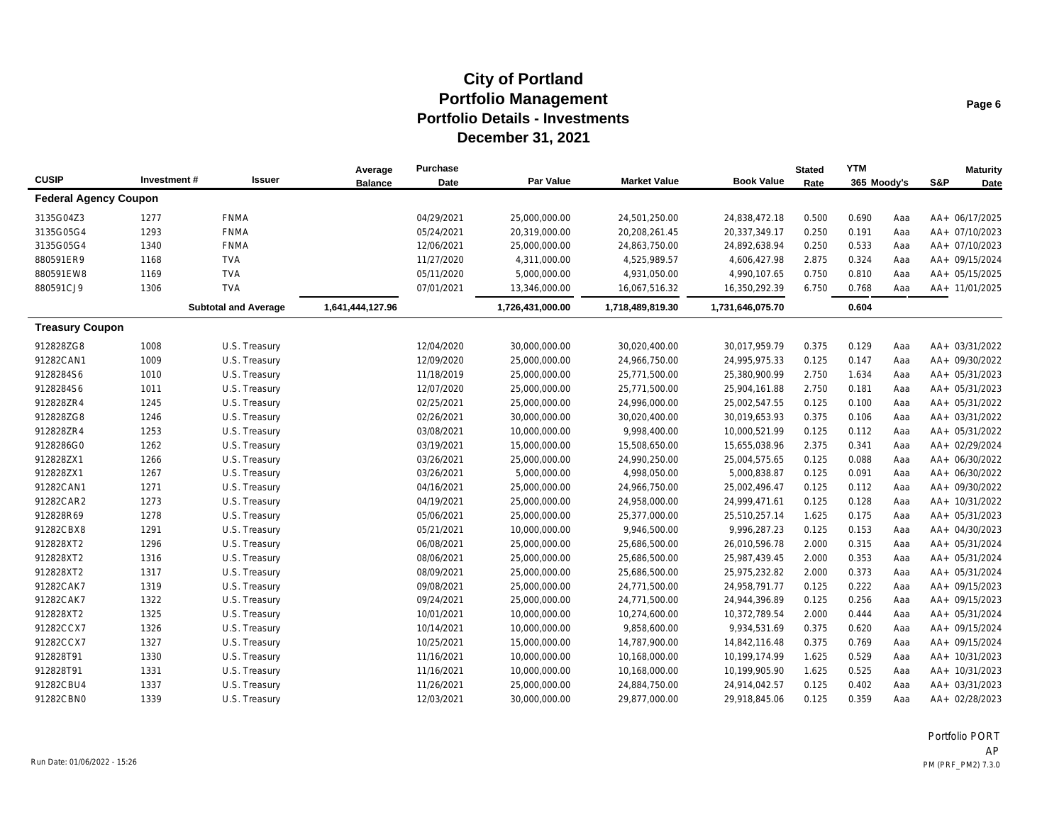# City of Portland
## Portfolio Management
### Portfolio Details - Investments
### December 31, 2021

| CUSIP | Investment # | Issuer | Average Balance | Purchase Date | Par Value | Market Value | Book Value | Stated Rate | YTM 365 | Moody's | S&P | Maturity Date |
|---|---|---|---|---|---|---|---|---|---|---|---|---|
| **Federal Agency Coupon** | | | | | | | | | | | | |
| 3135G04Z3 | 1277 | FNMA | | 04/29/2021 | 25,000,000.00 | 24,501,250.00 | 24,838,472.18 | 0.500 | 0.690 | Aaa | AA+ | 06/17/2025 |
| 3135G05G4 | 1293 | FNMA | | 05/24/2021 | 20,319,000.00 | 20,208,261.45 | 20,337,349.17 | 0.250 | 0.191 | Aaa | AA+ | 07/10/2023 |
| 3135G05G4 | 1340 | FNMA | | 12/06/2021 | 25,000,000.00 | 24,863,750.00 | 24,892,638.94 | 0.250 | 0.533 | Aaa | AA+ | 07/10/2023 |
| 880591ER9 | 1168 | TVA | | 11/27/2020 | 4,311,000.00 | 4,525,989.57 | 4,606,427.98 | 2.875 | 0.324 | Aaa | AA+ | 09/15/2024 |
| 880591EW8 | 1169 | TVA | | 05/11/2020 | 5,000,000.00 | 4,931,050.00 | 4,990,107.65 | 0.750 | 0.810 | Aaa | AA+ | 05/15/2025 |
| 880591CJ9 | 1306 | TVA | | 07/01/2021 | 13,346,000.00 | 16,067,516.32 | 16,350,292.39 | 6.750 | 0.768 | Aaa | AA+ | 11/01/2025 |
| | | **Subtotal and Average** | **1,641,444,127.96** | | **1,726,431,000.00** | **1,718,489,819.30** | **1,731,646,075.70** | | **0.604** | | | |
| **Treasury Coupon** | | | | | | | | | | | | |
| 912828ZG8 | 1008 | U.S. Treasury | | 12/04/2020 | 30,000,000.00 | 30,020,400.00 | 30,017,959.79 | 0.375 | 0.129 | Aaa | AA+ | 03/31/2022 |
| 91282CAN1 | 1009 | U.S. Treasury | | 12/09/2020 | 25,000,000.00 | 24,966,750.00 | 24,995,975.33 | 0.125 | 0.147 | Aaa | AA+ | 09/30/2022 |
| 9128284S6 | 1010 | U.S. Treasury | | 11/18/2019 | 25,000,000.00 | 25,771,500.00 | 25,380,900.99 | 2.750 | 1.634 | Aaa | AA+ | 05/31/2023 |
| 9128284S6 | 1011 | U.S. Treasury | | 12/07/2020 | 25,000,000.00 | 25,771,500.00 | 25,904,161.88 | 2.750 | 0.181 | Aaa | AA+ | 05/31/2023 |
| 912828ZR4 | 1245 | U.S. Treasury | | 02/25/2021 | 25,000,000.00 | 24,996,000.00 | 25,002,547.55 | 0.125 | 0.100 | Aaa | AA+ | 05/31/2022 |
| 912828ZG8 | 1246 | U.S. Treasury | | 02/26/2021 | 30,000,000.00 | 30,020,400.00 | 30,019,653.93 | 0.375 | 0.106 | Aaa | AA+ | 03/31/2022 |
| 912828ZR4 | 1253 | U.S. Treasury | | 03/08/2021 | 10,000,000.00 | 9,998,400.00 | 10,000,521.99 | 0.125 | 0.112 | Aaa | AA+ | 05/31/2022 |
| 9128286G0 | 1262 | U.S. Treasury | | 03/19/2021 | 15,000,000.00 | 15,508,650.00 | 15,655,038.96 | 2.375 | 0.341 | Aaa | AA+ | 02/29/2024 |
| 912828ZX1 | 1266 | U.S. Treasury | | 03/26/2021 | 25,000,000.00 | 24,990,250.00 | 25,004,575.65 | 0.125 | 0.088 | Aaa | AA+ | 06/30/2022 |
| 912828ZX1 | 1267 | U.S. Treasury | | 03/26/2021 | 5,000,000.00 | 4,998,050.00 | 5,000,838.87 | 0.125 | 0.091 | Aaa | AA+ | 06/30/2022 |
| 91282CAN1 | 1271 | U.S. Treasury | | 04/16/2021 | 25,000,000.00 | 24,966,750.00 | 25,002,496.47 | 0.125 | 0.112 | Aaa | AA+ | 09/30/2022 |
| 91282CAR2 | 1273 | U.S. Treasury | | 04/19/2021 | 25,000,000.00 | 24,958,000.00 | 24,999,471.61 | 0.125 | 0.128 | Aaa | AA+ | 10/31/2022 |
| 912828R69 | 1278 | U.S. Treasury | | 05/06/2021 | 25,000,000.00 | 25,377,000.00 | 25,510,257.14 | 1.625 | 0.175 | Aaa | AA+ | 05/31/2023 |
| 91282CBX8 | 1291 | U.S. Treasury | | 05/21/2021 | 10,000,000.00 | 9,946,500.00 | 9,996,287.23 | 0.125 | 0.153 | Aaa | AA+ | 04/30/2023 |
| 912828XT2 | 1296 | U.S. Treasury | | 06/08/2021 | 25,000,000.00 | 25,686,500.00 | 26,010,596.78 | 2.000 | 0.315 | Aaa | AA+ | 05/31/2024 |
| 912828XT2 | 1316 | U.S. Treasury | | 08/06/2021 | 25,000,000.00 | 25,686,500.00 | 25,987,439.45 | 2.000 | 0.353 | Aaa | AA+ | 05/31/2024 |
| 912828XT2 | 1317 | U.S. Treasury | | 08/09/2021 | 25,000,000.00 | 25,686,500.00 | 25,975,232.82 | 2.000 | 0.373 | Aaa | AA+ | 05/31/2024 |
| 91282CAK7 | 1319 | U.S. Treasury | | 09/08/2021 | 25,000,000.00 | 24,771,500.00 | 24,958,791.77 | 0.125 | 0.222 | Aaa | AA+ | 09/15/2023 |
| 91282CAK7 | 1322 | U.S. Treasury | | 09/24/2021 | 25,000,000.00 | 24,771,500.00 | 24,944,396.89 | 0.125 | 0.256 | Aaa | AA+ | 09/15/2023 |
| 912828XT2 | 1325 | U.S. Treasury | | 10/01/2021 | 10,000,000.00 | 10,274,600.00 | 10,372,789.54 | 2.000 | 0.444 | Aaa | AA+ | 05/31/2024 |
| 91282CCX7 | 1326 | U.S. Treasury | | 10/14/2021 | 10,000,000.00 | 9,858,600.00 | 9,934,531.69 | 0.375 | 0.620 | Aaa | AA+ | 09/15/2024 |
| 91282CCX7 | 1327 | U.S. Treasury | | 10/25/2021 | 15,000,000.00 | 14,787,900.00 | 14,842,116.48 | 0.375 | 0.769 | Aaa | AA+ | 09/15/2024 |
| 912828T91 | 1330 | U.S. Treasury | | 11/16/2021 | 10,000,000.00 | 10,168,000.00 | 10,199,174.99 | 1.625 | 0.529 | Aaa | AA+ | 10/31/2023 |
| 912828T91 | 1331 | U.S. Treasury | | 11/16/2021 | 10,000,000.00 | 10,168,000.00 | 10,199,905.90 | 1.625 | 0.525 | Aaa | AA+ | 10/31/2023 |
| 91282CBU4 | 1337 | U.S. Treasury | | 11/26/2021 | 25,000,000.00 | 24,884,750.00 | 24,914,042.57 | 0.125 | 0.402 | Aaa | AA+ | 03/31/2023 |
| 91282CBN0 | 1339 | U.S. Treasury | | 12/03/2021 | 30,000,000.00 | 29,877,000.00 | 29,918,845.06 | 0.125 | 0.359 | Aaa | AA+ | 02/28/2023 |

Run Date: 01/06/2022 - 15:26

Portfolio PORT
AP
PM (PRF_PM2) 7.3.0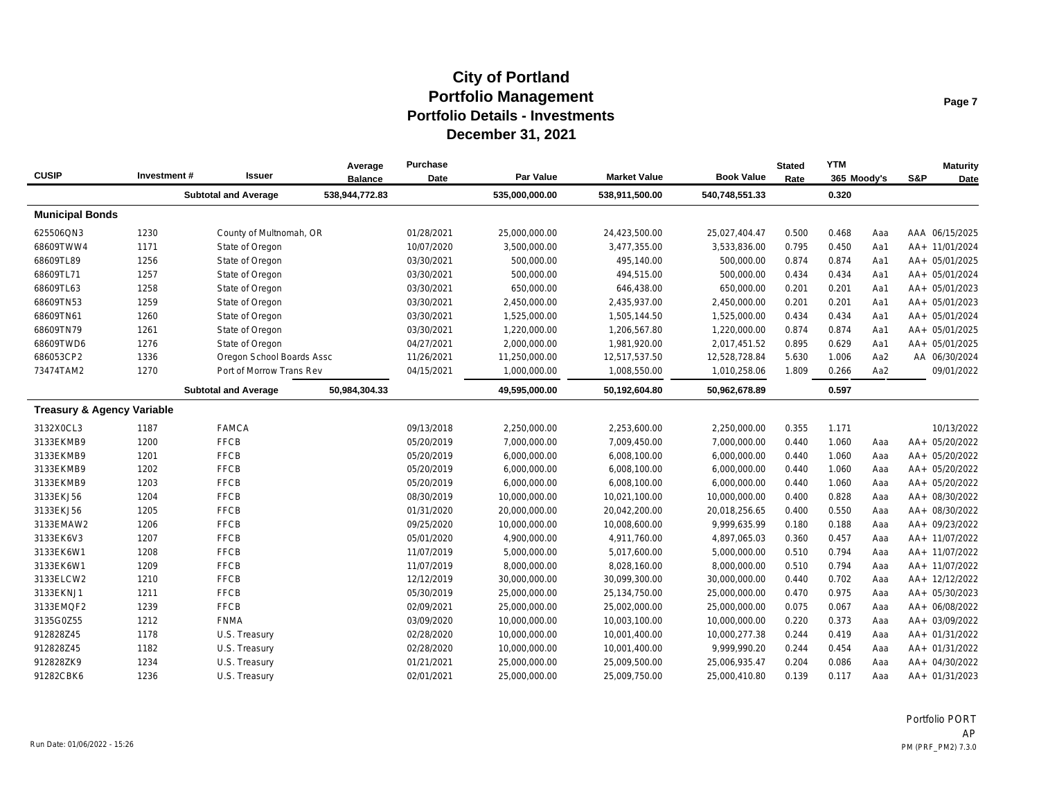# City of Portland
## Portfolio Management
### Portfolio Details - Investments
### December 31, 2021

| CUSIP | Investment # | Issuer | Average Balance | Purchase Date | Par Value | Market Value | Book Value | Stated Rate | YTM 365 | Moody's | S&P | Maturity Date |
|---|---|---|---|---|---|---|---|---|---|---|---|---|
| | | **Subtotal and Average** | **538,944,772.83** | | **535,000,000.00** | **538,911,500.00** | **540,748,551.33** | | **0.320** | | | |
| **Municipal Bonds** | | | | | | | | | | | | |
| 625506QN3 | 1230 | County of Multnomah, OR | | 01/28/2021 | 25,000,000.00 | 24,423,500.00 | 25,027,404.47 | 0.500 | 0.468 | Aaa | AAA | 06/15/2025 |
| 68609TWW4 | 1171 | State of Oregon | | 10/07/2020 | 3,500,000.00 | 3,477,355.00 | 3,533,836.00 | 0.795 | 0.450 | Aa1 | AA+ | 11/01/2024 |
| 68609TL89 | 1256 | State of Oregon | | 03/30/2021 | 500,000.00 | 495,140.00 | 500,000.00 | 0.874 | 0.874 | Aa1 | AA+ | 05/01/2025 |
| 68609TL71 | 1257 | State of Oregon | | 03/30/2021 | 500,000.00 | 494,515.00 | 500,000.00 | 0.434 | 0.434 | Aa1 | AA+ | 05/01/2024 |
| 68609TL63 | 1258 | State of Oregon | | 03/30/2021 | 650,000.00 | 646,438.00 | 650,000.00 | 0.201 | 0.201 | Aa1 | AA+ | 05/01/2023 |
| 68609TN53 | 1259 | State of Oregon | | 03/30/2021 | 2,450,000.00 | 2,435,937.00 | 2,450,000.00 | 0.201 | 0.201 | Aa1 | AA+ | 05/01/2023 |
| 68609TN61 | 1260 | State of Oregon | | 03/30/2021 | 1,525,000.00 | 1,505,144.50 | 1,525,000.00 | 0.434 | 0.434 | Aa1 | AA+ | 05/01/2024 |
| 68609TN79 | 1261 | State of Oregon | | 03/30/2021 | 1,220,000.00 | 1,206,567.80 | 1,220,000.00 | 0.874 | 0.874 | Aa1 | AA+ | 05/01/2025 |
| 68609TWD6 | 1276 | State of Oregon | | 04/27/2021 | 2,000,000.00 | 1,981,920.00 | 2,017,451.52 | 0.895 | 0.629 | Aa1 | AA+ | 05/01/2025 |
| 686053CP2 | 1336 | Oregon School Boards Assc | | 11/26/2021 | 11,250,000.00 | 12,517,537.50 | 12,528,728.84 | 5.630 | 1.006 | Aa2 | AA | 06/30/2024 |
| 73474TAM2 | 1270 | Port of Morrow Trans Rev | | 04/15/2021 | 1,000,000.00 | 1,008,550.00 | 1,010,258.06 | 1.809 | 0.266 | Aa2 | | 09/01/2022 |
| | | **Subtotal and Average** | **50,984,304.33** | | **49,595,000.00** | **50,192,604.80** | **50,962,678.89** | | **0.597** | | | |
| **Treasury & Agency Variable** | | | | | | | | | | | | |
| 3132X0CL3 | 1187 | FAMCA | | 09/13/2018 | 2,250,000.00 | 2,253,600.00 | 2,250,000.00 | 0.355 | 1.171 | | | 10/13/2022 |
| 3133EKMB9 | 1200 | FFCB | | 05/20/2019 | 7,000,000.00 | 7,009,450.00 | 7,000,000.00 | 0.440 | 1.060 | Aaa | AA+ | 05/20/2022 |
| 3133EKMB9 | 1201 | FFCB | | 05/20/2019 | 6,000,000.00 | 6,008,100.00 | 6,000,000.00 | 0.440 | 1.060 | Aaa | AA+ | 05/20/2022 |
| 3133EKMB9 | 1202 | FFCB | | 05/20/2019 | 6,000,000.00 | 6,008,100.00 | 6,000,000.00 | 0.440 | 1.060 | Aaa | AA+ | 05/20/2022 |
| 3133EKMB9 | 1203 | FFCB | | 05/20/2019 | 6,000,000.00 | 6,008,100.00 | 6,000,000.00 | 0.440 | 1.060 | Aaa | AA+ | 05/20/2022 |
| 3133EKJ56 | 1204 | FFCB | | 08/30/2019 | 10,000,000.00 | 10,021,100.00 | 10,000,000.00 | 0.400 | 0.828 | Aaa | AA+ | 08/30/2022 |
| 3133EKJ56 | 1205 | FFCB | | 01/31/2020 | 20,000,000.00 | 20,042,200.00 | 20,018,256.65 | 0.400 | 0.550 | Aaa | AA+ | 08/30/2022 |
| 3133EMAW2 | 1206 | FFCB | | 09/25/2020 | 10,000,000.00 | 10,008,600.00 | 9,999,635.99 | 0.180 | 0.188 | Aaa | AA+ | 09/23/2022 |
| 3133EK6V3 | 1207 | FFCB | | 05/01/2020 | 4,900,000.00 | 4,911,760.00 | 4,897,065.03 | 0.360 | 0.457 | Aaa | AA+ | 11/07/2022 |
| 3133EK6W1 | 1208 | FFCB | | 11/07/2019 | 5,000,000.00 | 5,017,600.00 | 5,000,000.00 | 0.510 | 0.794 | Aaa | AA+ | 11/07/2022 |
| 3133EK6W1 | 1209 | FFCB | | 11/07/2019 | 8,000,000.00 | 8,028,160.00 | 8,000,000.00 | 0.510 | 0.794 | Aaa | AA+ | 11/07/2022 |
| 3133ELCW2 | 1210 | FFCB | | 12/12/2019 | 30,000,000.00 | 30,099,300.00 | 30,000,000.00 | 0.440 | 0.702 | Aaa | AA+ | 12/12/2022 |
| 3133EKNJ1 | 1211 | FFCB | | 05/30/2019 | 25,000,000.00 | 25,134,750.00 | 25,000,000.00 | 0.470 | 0.975 | Aaa | AA+ | 05/30/2023 |
| 3133EMQF2 | 1239 | FFCB | | 02/09/2021 | 25,000,000.00 | 25,002,000.00 | 25,000,000.00 | 0.075 | 0.067 | Aaa | AA+ | 06/08/2022 |
| 3135G0Z55 | 1212 | FNMA | | 03/09/2020 | 10,000,000.00 | 10,003,100.00 | 10,000,000.00 | 0.220 | 0.373 | Aaa | AA+ | 03/09/2022 |
| 912828Z45 | 1178 | U.S. Treasury | | 02/28/2020 | 10,000,000.00 | 10,001,400.00 | 10,000,277.38 | 0.244 | 0.419 | Aaa | AA+ | 01/31/2022 |
| 912828Z45 | 1182 | U.S. Treasury | | 02/28/2020 | 10,000,000.00 | 10,001,400.00 | 9,999,990.20 | 0.244 | 0.454 | Aaa | AA+ | 01/31/2022 |
| 912828ZK9 | 1234 | U.S. Treasury | | 01/21/2021 | 25,000,000.00 | 25,009,500.00 | 25,006,935.47 | 0.204 | 0.086 | Aaa | AA+ | 04/30/2022 |
| 91282CBK6 | 1236 | U.S. Treasury | | 02/01/2021 | 25,000,000.00 | 25,009,750.00 | 25,000,410.80 | 0.139 | 0.117 | Aaa | AA+ | 01/31/2023 |

Run Date: 01/06/2022 - 15:26

Portfolio PORT
AP
PM (PRF_PM2) 7.3.0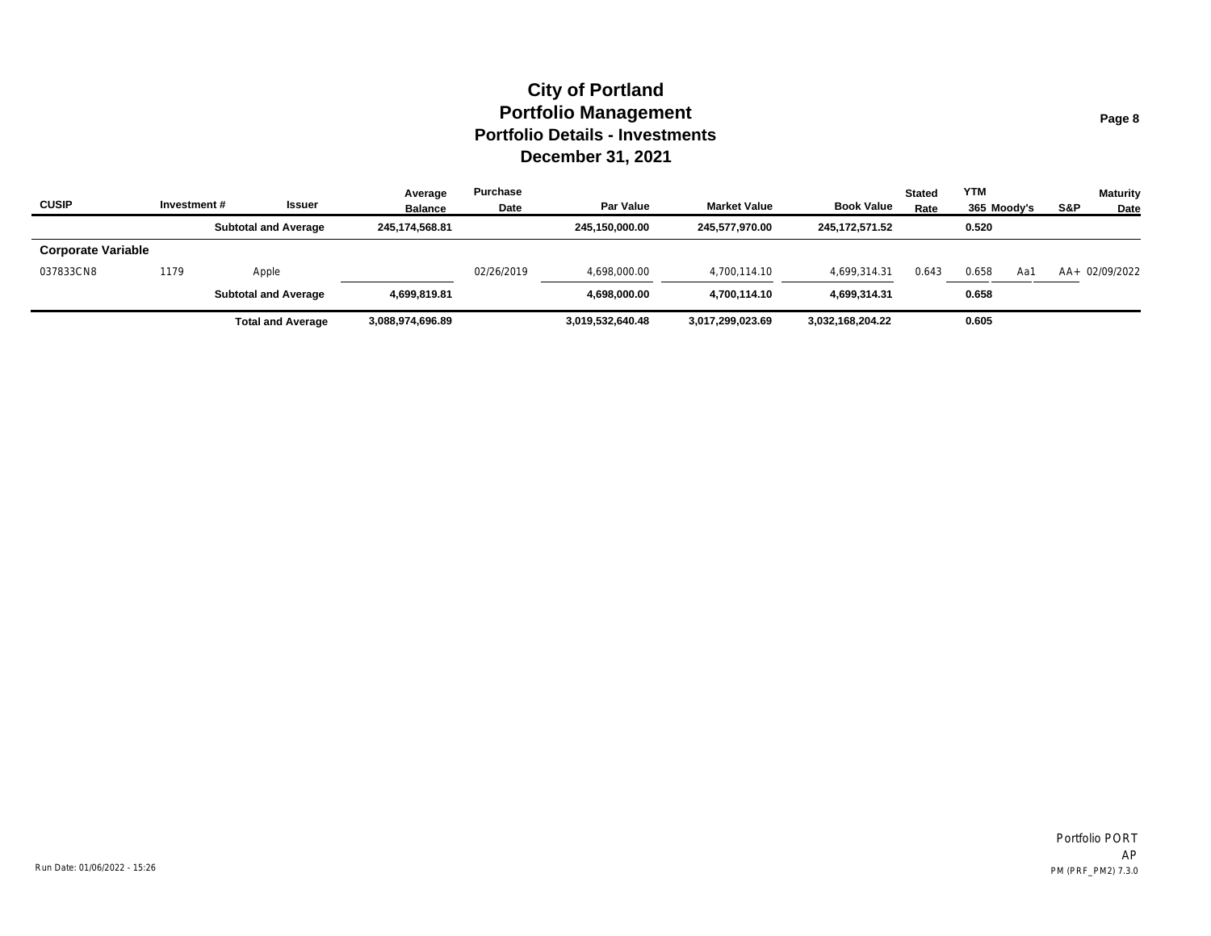# City of Portland
## Portfolio Management
## Portfolio Details - Investments
## December 31, 2021

| CUSIP | Investment # | Issuer | Average Balance | Purchase Date | Par Value | Market Value | Book Value | Stated Rate | YTM 365 | Moody's | S&P | Maturity Date |
|---|---|---|---|---|---|---|---|---|---|---|---|---|
| | | **Subtotal and Average** | **245,174,568.81** | | **245,150,000.00** | **245,577,970.00** | **245,172,571.52** | | **0.520** | | | |
| **Corporate Variable** | | | | | | | | | | | | |
| 037833CN8 | 1179 | Apple | | 02/26/2019 | 4,698,000.00 | 4,700,114.10 | 4,699,314.31 | 0.643 | 0.658 | Aa1 | AA+ | 02/09/2022 |
| | | **Subtotal and Average** | **4,699,819.81** | | **4,698,000.00** | **4,700,114.10** | **4,699,314.31** | | **0.658** | | | |
| | | **Total and Average** | **3,088,974,696.89** | | **3,019,532,640.48** | **3,017,299,023.69** | **3,032,168,204.22** | | **0.605** | | | |

Run Date: 01/06/2022 - 15:26

Portfolio PORT
AP
PM (PRF_PM2) 7.3.0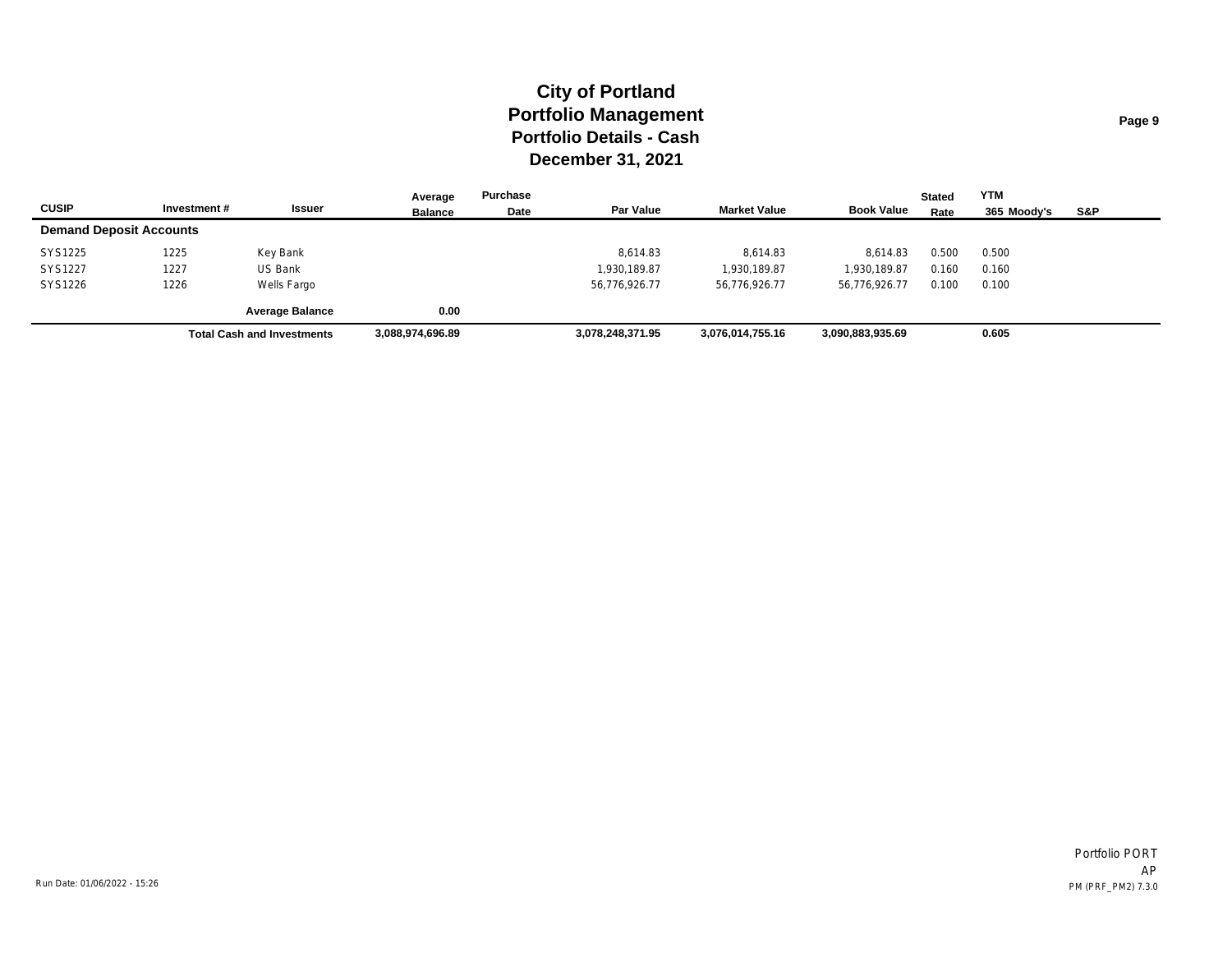# City of Portland
## Portfolio Management
### Portfolio Details - Cash
### December 31, 2021

| CUSIP | Investment # | Issuer | Average Balance | Purchase Date | Par Value | Market Value | Book Value | Stated Rate | YTM 365 | Moody's | S&P |
|---|---|---|---|---|---|---|---|---|---|---|---|
| **Demand Deposit Accounts** | | | | | | | | | | | |
| SYS1225 | 1225 | Key Bank | | | 8,614.83 | 8,614.83 | 8,614.83 | 0.500 | 0.500 | | |
| SYS1227 | 1227 | US Bank | | | 1,930,189.87 | 1,930,189.87 | 1,930,189.87 | 0.160 | 0.160 | | |
| SYS1226 | 1226 | Wells Fargo | | | 56,776,926.77 | 56,776,926.77 | 56,776,926.77 | 0.100 | 0.100 | | |
| | | **Average Balance** | **0.00** | | | | | | | | |
| | | **Total Cash and Investments** | **3,088,974,696.89** | | **3,078,248,371.95** | **3,076,014,755.16** | **3,090,883,935.69** | | **0.605** | | |

Run Date: 01/06/2022 - 15:26

Portfolio PORT
AP
PM (PRF_PM2) 7.3.0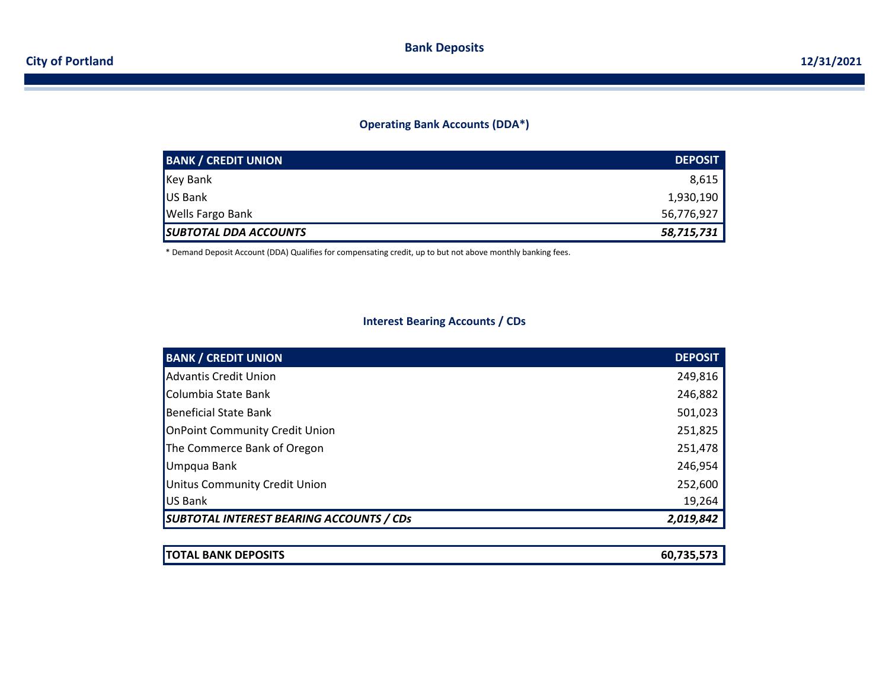# Bank Deposits

**City of Portland** **12/31/2021**

## Operating Bank Accounts (DDA*)

| BANK / CREDIT UNION | DEPOSIT |
|---|---|
| Key Bank | 8,615 |
| US Bank | 1,930,190 |
| Wells Fargo Bank | 56,776,927 |
| ***SUBTOTAL DDA ACCOUNTS*** | ***58,715,731*** |

* Demand Deposit Account (DDA) Qualifies for compensating credit, up to but not above monthly banking fees.

## Interest Bearing Accounts / CDs

| BANK / CREDIT UNION | DEPOSIT |
|---|---|
| Advantis Credit Union | 249,816 |
| Columbia State Bank | 246,882 |
| Beneficial State Bank | 501,023 |
| OnPoint Community Credit Union | 251,825 |
| The Commerce Bank of Oregon | 251,478 |
| Umpqua Bank | 246,954 |
| Unitus Community Credit Union | 252,600 |
| US Bank | 19,264 |
| ***SUBTOTAL INTEREST BEARING ACCOUNTS / CDs*** | ***2,019,842*** |

| | |
|---|---|
| **TOTAL BANK DEPOSITS** | **60,735,573** |